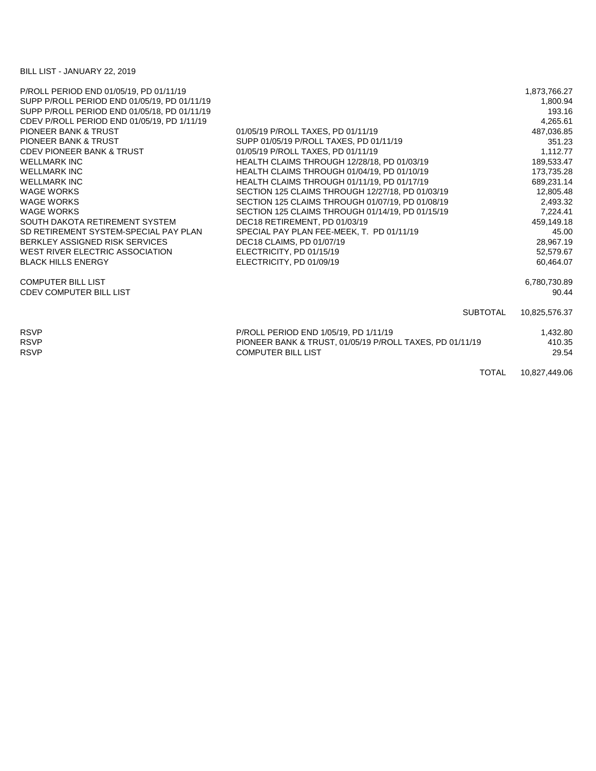BILL LIST - JANUARY 22, 2019

| | | |
|---|---|---|
| P/ROLL PERIOD END 01/05/19, PD 01/11/19 | | 1,873,766.27 |
| SUPP P/ROLL PERIOD END 01/05/19, PD 01/11/19 | | 1,800.94 |
| SUPP P/ROLL PERIOD END 01/05/18, PD 01/11/19 | | 193.16 |
| CDEV P/ROLL PERIOD END 01/05/19, PD 1/11/19 | | 4,265.61 |
| PIONEER BANK & TRUST | 01/05/19 P/ROLL TAXES, PD 01/11/19 | 487,036.85 |
| PIONEER BANK & TRUST | SUPP 01/05/19 P/ROLL TAXES, PD 01/11/19 | 351.23 |
| CDEV PIONEER BANK & TRUST | 01/05/19 P/ROLL TAXES, PD 01/11/19 | 1,112.77 |
| WELLMARK INC | HEALTH CLAIMS THROUGH 12/28/18, PD 01/03/19 | 189,533.47 |
| WELLMARK INC | HEALTH CLAIMS THROUGH 01/04/19, PD 01/10/19 | 173,735.28 |
| WELLMARK INC | HEALTH CLAIMS THROUGH 01/11/19, PD 01/17/19 | 689,231.14 |
| WAGE WORKS | SECTION 125 CLAIMS THROUGH 12/27/18, PD 01/03/19 | 12,805.48 |
| WAGE WORKS | SECTION 125 CLAIMS THROUGH 01/07/19, PD 01/08/19 | 2,493.32 |
| WAGE WORKS | SECTION 125 CLAIMS THROUGH 01/14/19, PD 01/15/19 | 7,224.41 |
| SOUTH DAKOTA RETIREMENT SYSTEM | DEC18 RETIREMENT, PD 01/03/19 | 459,149.18 |
| SD RETIREMENT SYSTEM-SPECIAL PAY PLAN | SPECIAL PAY PLAN FEE-MEEK, T. PD 01/11/19 | 45.00 |
| BERKLEY ASSIGNED RISK SERVICES | DEC18 CLAIMS, PD 01/07/19 | 28,967.19 |
| WEST RIVER ELECTRIC ASSOCIATION | ELECTRICITY, PD 01/15/19 | 52,579.67 |
| BLACK HILLS ENERGY | ELECTRICITY, PD 01/09/19 | 60,464.07 |
| | | |
| COMPUTER BILL LIST | | 6,780,730.89 |
| CDEV COMPUTER BILL LIST | | 90.44 |
| | | |
| | SUBTOTAL | 10,825,576.37 |
| | | |
| RSVP | P/ROLL PERIOD END 1/05/19, PD 1/11/19 | 1,432.80 |
| RSVP | PIONEER BANK & TRUST, 01/05/19 P/ROLL TAXES, PD 01/11/19 | 410.35 |
| RSVP | COMPUTER BILL LIST | 29.54 |
| | | |
| | TOTAL | 10,827,449.06 |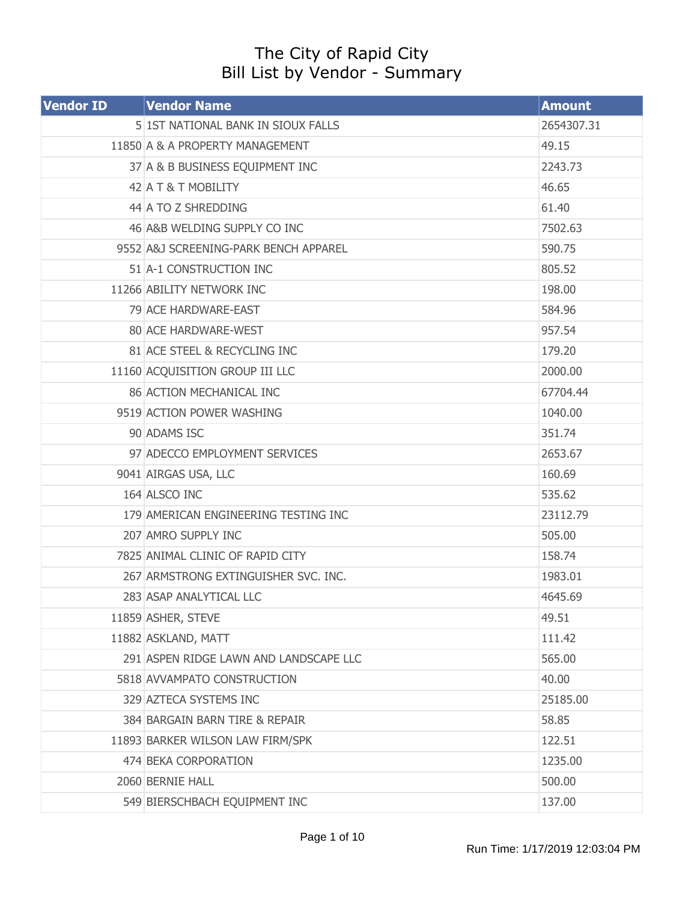# The City of Rapid City
## Bill List by Vendor - Summary

| Vendor ID | Vendor Name | Amount |
|---|---|---|
| 5 | 1ST NATIONAL BANK IN SIOUX FALLS | 2654307.31 |
| 11850 | A & A PROPERTY MANAGEMENT | 49.15 |
| 37 | A & B BUSINESS EQUIPMENT INC | 2243.73 |
| 42 | A T & T MOBILITY | 46.65 |
| 44 | A TO Z SHREDDING | 61.40 |
| 46 | A&B WELDING SUPPLY CO INC | 7502.63 |
| 9552 | A&J SCREENING-PARK BENCH APPAREL | 590.75 |
| 51 | A-1 CONSTRUCTION INC | 805.52 |
| 11266 | ABILITY NETWORK INC | 198.00 |
| 79 | ACE HARDWARE-EAST | 584.96 |
| 80 | ACE HARDWARE-WEST | 957.54 |
| 81 | ACE STEEL & RECYCLING INC | 179.20 |
| 11160 | ACQUISITION GROUP III LLC | 2000.00 |
| 86 | ACTION MECHANICAL INC | 67704.44 |
| 9519 | ACTION POWER WASHING | 1040.00 |
| 90 | ADAMS ISC | 351.74 |
| 97 | ADECCO EMPLOYMENT SERVICES | 2653.67 |
| 9041 | AIRGAS USA, LLC | 160.69 |
| 164 | ALSCO INC | 535.62 |
| 179 | AMERICAN ENGINEERING TESTING INC | 23112.79 |
| 207 | AMRO SUPPLY INC | 505.00 |
| 7825 | ANIMAL CLINIC OF RAPID CITY | 158.74 |
| 267 | ARMSTRONG EXTINGUISHER SVC. INC. | 1983.01 |
| 283 | ASAP ANALYTICAL LLC | 4645.69 |
| 11859 | ASHER, STEVE | 49.51 |
| 11882 | ASKLAND, MATT | 111.42 |
| 291 | ASPEN RIDGE LAWN AND LANDSCAPE LLC | 565.00 |
| 5818 | AVVAMPATO CONSTRUCTION | 40.00 |
| 329 | AZTECA SYSTEMS INC | 25185.00 |
| 384 | BARGAIN BARN TIRE & REPAIR | 58.85 |
| 11893 | BARKER WILSON LAW FIRM/SPK | 122.51 |
| 474 | BEKA CORPORATION | 1235.00 |
| 2060 | BERNIE HALL | 500.00 |
| 549 | BIERSCHBACH EQUIPMENT INC | 137.00 |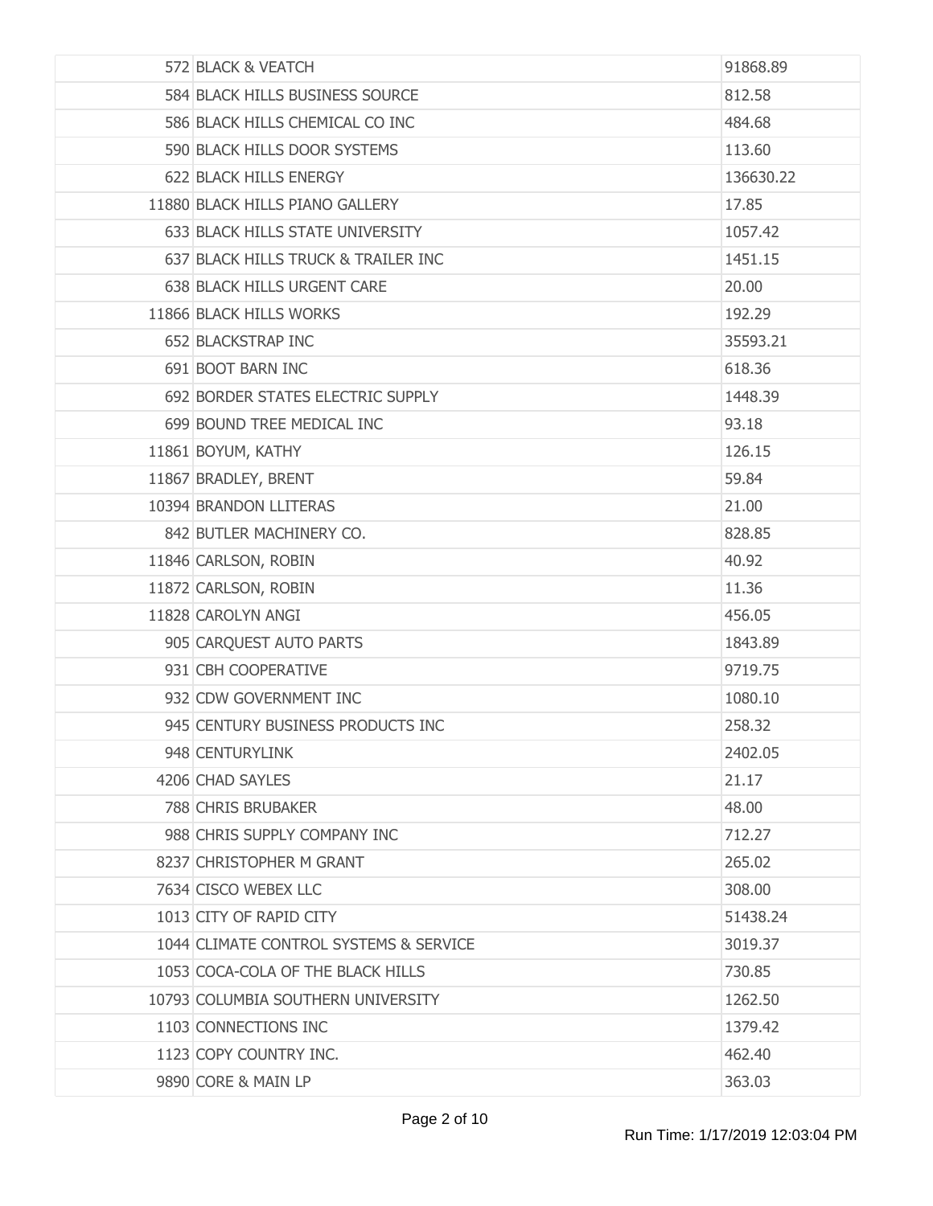| | | |
|---|---|---|
| 572 | BLACK & VEATCH | 91868.89 |
| 584 | BLACK HILLS BUSINESS SOURCE | 812.58 |
| 586 | BLACK HILLS CHEMICAL CO INC | 484.68 |
| 590 | BLACK HILLS DOOR SYSTEMS | 113.60 |
| 622 | BLACK HILLS ENERGY | 136630.22 |
| 11880 | BLACK HILLS PIANO GALLERY | 17.85 |
| 633 | BLACK HILLS STATE UNIVERSITY | 1057.42 |
| 637 | BLACK HILLS TRUCK & TRAILER INC | 1451.15 |
| 638 | BLACK HILLS URGENT CARE | 20.00 |
| 11866 | BLACK HILLS WORKS | 192.29 |
| 652 | BLACKSTRAP INC | 35593.21 |
| 691 | BOOT BARN INC | 618.36 |
| 692 | BORDER STATES ELECTRIC SUPPLY | 1448.39 |
| 699 | BOUND TREE MEDICAL INC | 93.18 |
| 11861 | BOYUM, KATHY | 126.15 |
| 11867 | BRADLEY, BRENT | 59.84 |
| 10394 | BRANDON LLITERAS | 21.00 |
| 842 | BUTLER MACHINERY CO. | 828.85 |
| 11846 | CARLSON, ROBIN | 40.92 |
| 11872 | CARLSON, ROBIN | 11.36 |
| 11828 | CAROLYN ANGI | 456.05 |
| 905 | CARQUEST AUTO PARTS | 1843.89 |
| 931 | CBH COOPERATIVE | 9719.75 |
| 932 | CDW GOVERNMENT INC | 1080.10 |
| 945 | CENTURY BUSINESS PRODUCTS INC | 258.32 |
| 948 | CENTURYLINK | 2402.05 |
| 4206 | CHAD SAYLES | 21.17 |
| 788 | CHRIS BRUBAKER | 48.00 |
| 988 | CHRIS SUPPLY COMPANY INC | 712.27 |
| 8237 | CHRISTOPHER M GRANT | 265.02 |
| 7634 | CISCO WEBEX LLC | 308.00 |
| 1013 | CITY OF RAPID CITY | 51438.24 |
| 1044 | CLIMATE CONTROL SYSTEMS & SERVICE | 3019.37 |
| 1053 | COCA-COLA OF THE BLACK HILLS | 730.85 |
| 10793 | COLUMBIA SOUTHERN UNIVERSITY | 1262.50 |
| 1103 | CONNECTIONS INC | 1379.42 |
| 1123 | COPY COUNTRY INC. | 462.40 |
| 9890 | CORE & MAIN LP | 363.03 |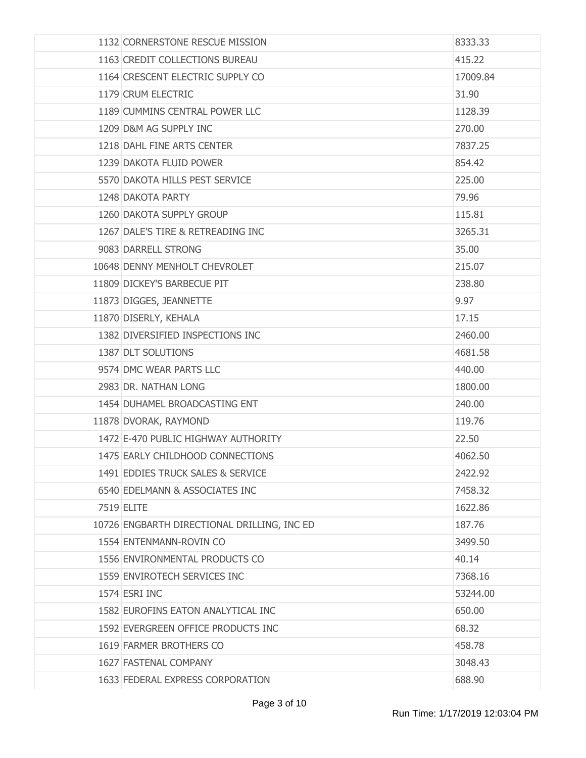| | | |
|---|---|---|
| 1132 | CORNERSTONE RESCUE MISSION | 8333.33 |
| 1163 | CREDIT COLLECTIONS BUREAU | 415.22 |
| 1164 | CRESCENT ELECTRIC SUPPLY CO | 17009.84 |
| 1179 | CRUM ELECTRIC | 31.90 |
| 1189 | CUMMINS CENTRAL POWER LLC | 1128.39 |
| 1209 | D&M AG SUPPLY INC | 270.00 |
| 1218 | DAHL FINE ARTS CENTER | 7837.25 |
| 1239 | DAKOTA FLUID POWER | 854.42 |
| 5570 | DAKOTA HILLS PEST SERVICE | 225.00 |
| 1248 | DAKOTA PARTY | 79.96 |
| 1260 | DAKOTA SUPPLY GROUP | 115.81 |
| 1267 | DALE'S TIRE & RETREADING INC | 3265.31 |
| 9083 | DARRELL STRONG | 35.00 |
| 10648 | DENNY MENHOLT CHEVROLET | 215.07 |
| 11809 | DICKEY'S BARBECUE PIT | 238.80 |
| 11873 | DIGGES, JEANNETTE | 9.97 |
| 11870 | DISERLY, KEHALA | 17.15 |
| 1382 | DIVERSIFIED INSPECTIONS INC | 2460.00 |
| 1387 | DLT SOLUTIONS | 4681.58 |
| 9574 | DMC WEAR PARTS LLC | 440.00 |
| 2983 | DR. NATHAN LONG | 1800.00 |
| 1454 | DUHAMEL BROADCASTING ENT | 240.00 |
| 11878 | DVORAK, RAYMOND | 119.76 |
| 1472 | E-470 PUBLIC HIGHWAY AUTHORITY | 22.50 |
| 1475 | EARLY CHILDHOOD CONNECTIONS | 4062.50 |
| 1491 | EDDIES TRUCK SALES & SERVICE | 2422.92 |
| 6540 | EDELMANN & ASSOCIATES INC | 7458.32 |
| 7519 | ELITE | 1622.86 |
| 10726 | ENGBARTH DIRECTIONAL DRILLING, INC ED | 187.76 |
| 1554 | ENTENMANN-ROVIN CO | 3499.50 |
| 1556 | ENVIRONMENTAL PRODUCTS CO | 40.14 |
| 1559 | ENVIROTECH SERVICES INC | 7368.16 |
| 1574 | ESRI INC | 53244.00 |
| 1582 | EUROFINS EATON ANALYTICAL INC | 650.00 |
| 1592 | EVERGREEN OFFICE PRODUCTS INC | 68.32 |
| 1619 | FARMER BROTHERS CO | 458.78 |
| 1627 | FASTENAL COMPANY | 3048.43 |
| 1633 | FEDERAL EXPRESS CORPORATION | 688.90 |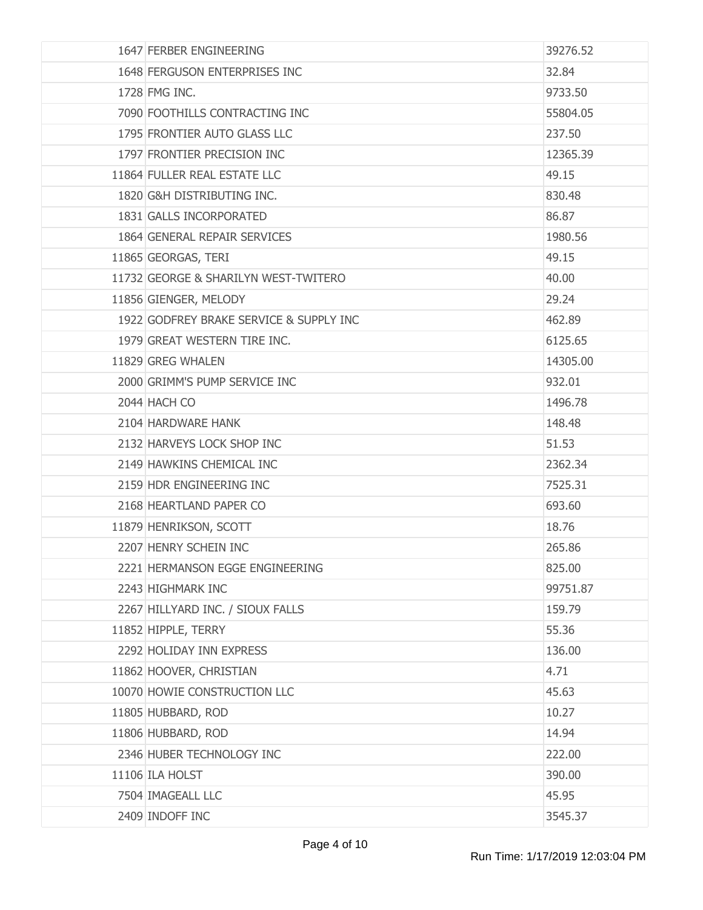| | | |
|---|---|---|
| 1647 | FERBER ENGINEERING | 39276.52 |
| 1648 | FERGUSON ENTERPRISES INC | 32.84 |
| 1728 | FMG INC. | 9733.50 |
| 7090 | FOOTHILLS CONTRACTING INC | 55804.05 |
| 1795 | FRONTIER AUTO GLASS LLC | 237.50 |
| 1797 | FRONTIER PRECISION INC | 12365.39 |
| 11864 | FULLER REAL ESTATE LLC | 49.15 |
| 1820 | G&H DISTRIBUTING INC. | 830.48 |
| 1831 | GALLS INCORPORATED | 86.87 |
| 1864 | GENERAL REPAIR SERVICES | 1980.56 |
| 11865 | GEORGAS, TERI | 49.15 |
| 11732 | GEORGE & SHARILYN WEST-TWITERO | 40.00 |
| 11856 | GIENGER, MELODY | 29.24 |
| 1922 | GODFREY BRAKE SERVICE & SUPPLY INC | 462.89 |
| 1979 | GREAT WESTERN TIRE INC. | 6125.65 |
| 11829 | GREG WHALEN | 14305.00 |
| 2000 | GRIMM'S PUMP SERVICE INC | 932.01 |
| 2044 | HACH CO | 1496.78 |
| 2104 | HARDWARE HANK | 148.48 |
| 2132 | HARVEYS LOCK SHOP INC | 51.53 |
| 2149 | HAWKINS CHEMICAL INC | 2362.34 |
| 2159 | HDR ENGINEERING INC | 7525.31 |
| 2168 | HEARTLAND PAPER CO | 693.60 |
| 11879 | HENRIKSON, SCOTT | 18.76 |
| 2207 | HENRY SCHEIN INC | 265.86 |
| 2221 | HERMANSON EGGE ENGINEERING | 825.00 |
| 2243 | HIGHMARK INC | 99751.87 |
| 2267 | HILLYARD INC. / SIOUX FALLS | 159.79 |
| 11852 | HIPPLE, TERRY | 55.36 |
| 2292 | HOLIDAY INN EXPRESS | 136.00 |
| 11862 | HOOVER, CHRISTIAN | 4.71 |
| 10070 | HOWIE CONSTRUCTION LLC | 45.63 |
| 11805 | HUBBARD, ROD | 10.27 |
| 11806 | HUBBARD, ROD | 14.94 |
| 2346 | HUBER TECHNOLOGY INC | 222.00 |
| 11106 | ILA HOLST | 390.00 |
| 7504 | IMAGEALL LLC | 45.95 |
| 2409 | INDOFF INC | 3545.37 |

Run Time: 1/17/2019 12:03:04 PM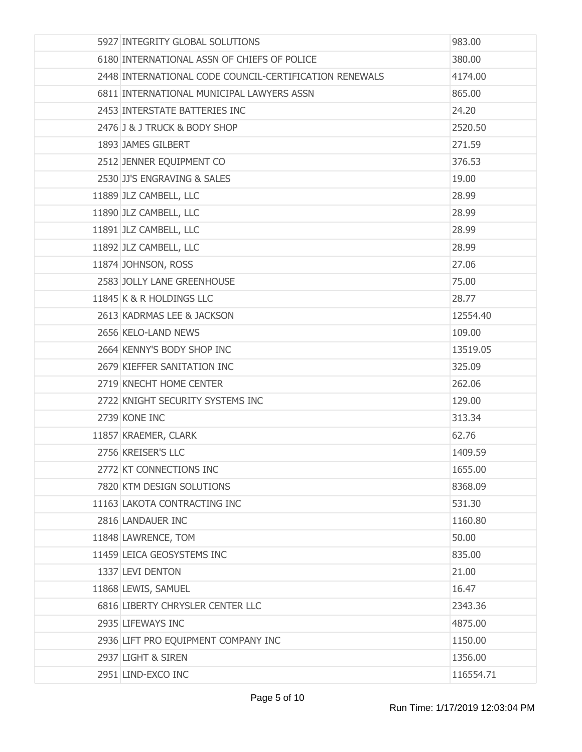| | | |
|---|---|---|
| 5927 | INTEGRITY GLOBAL SOLUTIONS | 983.00 |
| 6180 | INTERNATIONAL ASSN OF CHIEFS OF POLICE | 380.00 |
| 2448 | INTERNATIONAL CODE COUNCIL-CERTIFICATION RENEWALS | 4174.00 |
| 6811 | INTERNATIONAL MUNICIPAL LAWYERS ASSN | 865.00 |
| 2453 | INTERSTATE BATTERIES INC | 24.20 |
| 2476 | J & J TRUCK & BODY SHOP | 2520.50 |
| 1893 | JAMES GILBERT | 271.59 |
| 2512 | JENNER EQUIPMENT CO | 376.53 |
| 2530 | JJ'S ENGRAVING & SALES | 19.00 |
| 11889 | JLZ CAMBELL, LLC | 28.99 |
| 11890 | JLZ CAMBELL, LLC | 28.99 |
| 11891 | JLZ CAMBELL, LLC | 28.99 |
| 11892 | JLZ CAMBELL, LLC | 28.99 |
| 11874 | JOHNSON, ROSS | 27.06 |
| 2583 | JOLLY LANE GREENHOUSE | 75.00 |
| 11845 | K & R HOLDINGS LLC | 28.77 |
| 2613 | KADRMAS LEE & JACKSON | 12554.40 |
| 2656 | KELO-LAND NEWS | 109.00 |
| 2664 | KENNY'S BODY SHOP INC | 13519.05 |
| 2679 | KIEFFER SANITATION INC | 325.09 |
| 2719 | KNECHT HOME CENTER | 262.06 |
| 2722 | KNIGHT SECURITY SYSTEMS INC | 129.00 |
| 2739 | KONE INC | 313.34 |
| 11857 | KRAEMER, CLARK | 62.76 |
| 2756 | KREISER'S LLC | 1409.59 |
| 2772 | KT CONNECTIONS INC | 1655.00 |
| 7820 | KTM DESIGN SOLUTIONS | 8368.09 |
| 11163 | LAKOTA CONTRACTING INC | 531.30 |
| 2816 | LANDAUER INC | 1160.80 |
| 11848 | LAWRENCE, TOM | 50.00 |
| 11459 | LEICA GEOSYSTEMS INC | 835.00 |
| 1337 | LEVI DENTON | 21.00 |
| 11868 | LEWIS, SAMUEL | 16.47 |
| 6816 | LIBERTY CHRYSLER CENTER LLC | 2343.36 |
| 2935 | LIFEWAYS INC | 4875.00 |
| 2936 | LIFT PRO EQUIPMENT COMPANY INC | 1150.00 |
| 2937 | LIGHT & SIREN | 1356.00 |
| 2951 | LIND-EXCO INC | 116554.71 |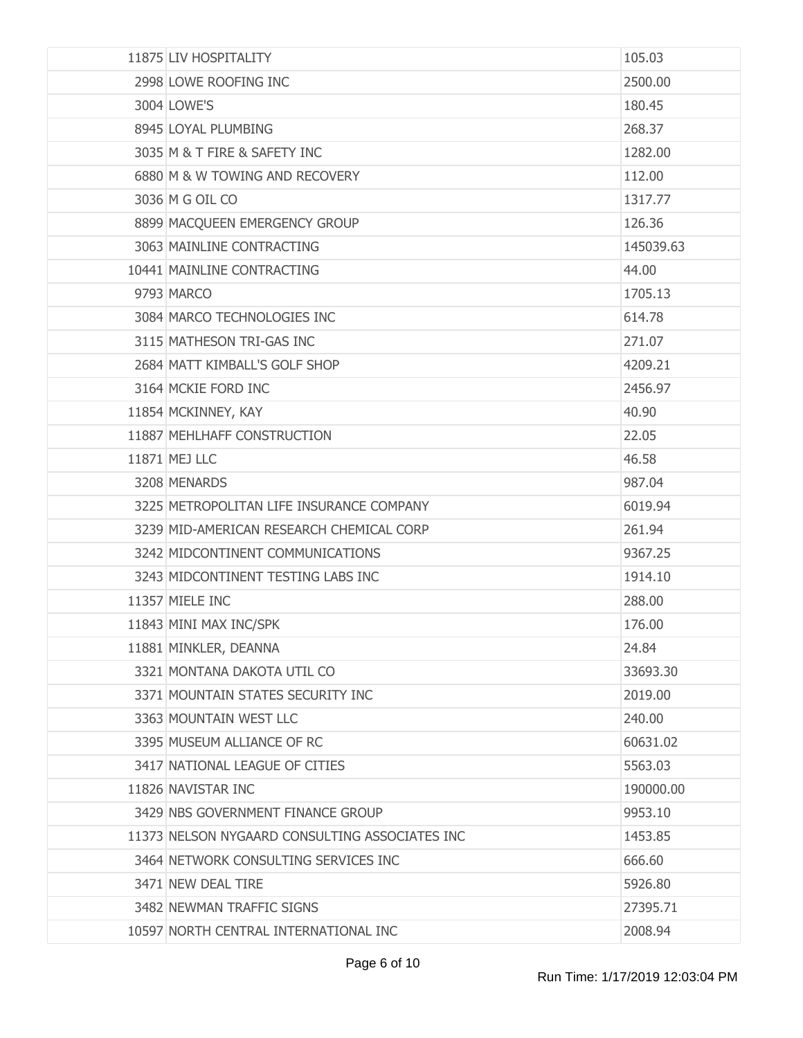| | | |
|---|---|---|
| 11875 | LIV HOSPITALITY | 105.03 |
| 2998 | LOWE ROOFING INC | 2500.00 |
| 3004 | LOWE'S | 180.45 |
| 8945 | LOYAL PLUMBING | 268.37 |
| 3035 | M & T FIRE & SAFETY INC | 1282.00 |
| 6880 | M & W TOWING AND RECOVERY | 112.00 |
| 3036 | M G OIL CO | 1317.77 |
| 8899 | MACQUEEN EMERGENCY GROUP | 126.36 |
| 3063 | MAINLINE CONTRACTING | 145039.63 |
| 10441 | MAINLINE CONTRACTING | 44.00 |
| 9793 | MARCO | 1705.13 |
| 3084 | MARCO TECHNOLOGIES INC | 614.78 |
| 3115 | MATHESON TRI-GAS INC | 271.07 |
| 2684 | MATT KIMBALL'S GOLF SHOP | 4209.21 |
| 3164 | MCKIE FORD INC | 2456.97 |
| 11854 | MCKINNEY, KAY | 40.90 |
| 11887 | MEHLHAFF CONSTRUCTION | 22.05 |
| 11871 | MEJ LLC | 46.58 |
| 3208 | MENARDS | 987.04 |
| 3225 | METROPOLITAN LIFE INSURANCE COMPANY | 6019.94 |
| 3239 | MID-AMERICAN RESEARCH CHEMICAL CORP | 261.94 |
| 3242 | MIDCONTINENT COMMUNICATIONS | 9367.25 |
| 3243 | MIDCONTINENT TESTING LABS INC | 1914.10 |
| 11357 | MIELE INC | 288.00 |
| 11843 | MINI MAX INC/SPK | 176.00 |
| 11881 | MINKLER, DEANNA | 24.84 |
| 3321 | MONTANA DAKOTA UTIL CO | 33693.30 |
| 3371 | MOUNTAIN STATES SECURITY INC | 2019.00 |
| 3363 | MOUNTAIN WEST LLC | 240.00 |
| 3395 | MUSEUM ALLIANCE OF RC | 60631.02 |
| 3417 | NATIONAL LEAGUE OF CITIES | 5563.03 |
| 11826 | NAVISTAR INC | 190000.00 |
| 3429 | NBS GOVERNMENT FINANCE GROUP | 9953.10 |
| 11373 | NELSON NYGAARD CONSULTING ASSOCIATES INC | 1453.85 |
| 3464 | NETWORK CONSULTING SERVICES INC | 666.60 |
| 3471 | NEW DEAL TIRE | 5926.80 |
| 3482 | NEWMAN TRAFFIC SIGNS | 27395.71 |
| 10597 | NORTH CENTRAL INTERNATIONAL INC | 2008.94 |

Run Time: 1/17/2019 12:03:04 PM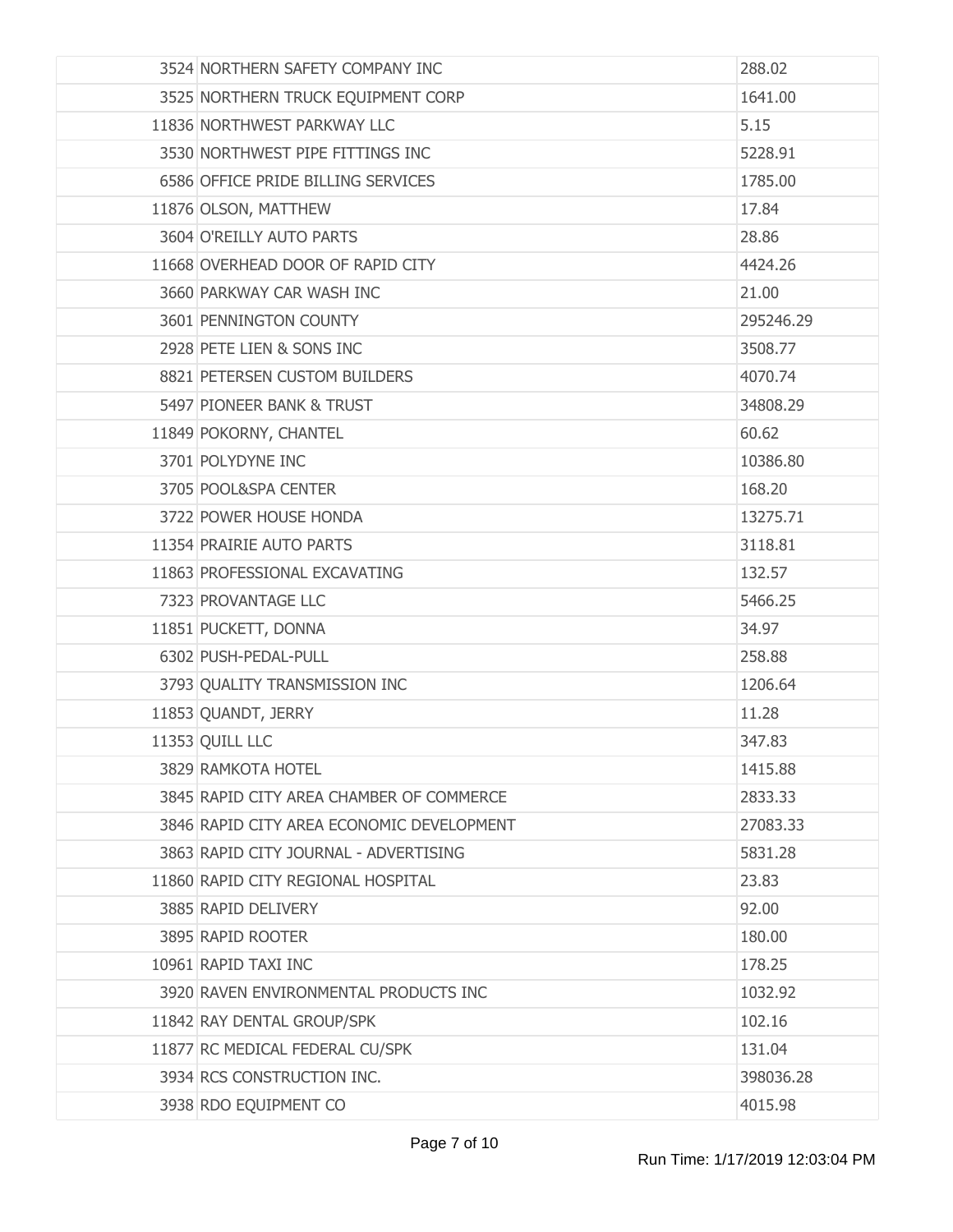| | | |
|---|---|---|
| 3524 | NORTHERN SAFETY COMPANY INC | 288.02 |
| 3525 | NORTHERN TRUCK EQUIPMENT CORP | 1641.00 |
| 11836 | NORTHWEST PARKWAY LLC | 5.15 |
| 3530 | NORTHWEST PIPE FITTINGS INC | 5228.91 |
| 6586 | OFFICE PRIDE BILLING SERVICES | 1785.00 |
| 11876 | OLSON, MATTHEW | 17.84 |
| 3604 | O'REILLY AUTO PARTS | 28.86 |
| 11668 | OVERHEAD DOOR OF RAPID CITY | 4424.26 |
| 3660 | PARKWAY CAR WASH INC | 21.00 |
| 3601 | PENNINGTON COUNTY | 295246.29 |
| 2928 | PETE LIEN & SONS INC | 3508.77 |
| 8821 | PETERSEN CUSTOM BUILDERS | 4070.74 |
| 5497 | PIONEER BANK & TRUST | 34808.29 |
| 11849 | POKORNY, CHANTEL | 60.62 |
| 3701 | POLYDYNE INC | 10386.80 |
| 3705 | POOL&SPA CENTER | 168.20 |
| 3722 | POWER HOUSE HONDA | 13275.71 |
| 11354 | PRAIRIE AUTO PARTS | 3118.81 |
| 11863 | PROFESSIONAL EXCAVATING | 132.57 |
| 7323 | PROVANTAGE LLC | 5466.25 |
| 11851 | PUCKETT, DONNA | 34.97 |
| 6302 | PUSH-PEDAL-PULL | 258.88 |
| 3793 | QUALITY TRANSMISSION INC | 1206.64 |
| 11853 | QUANDT, JERRY | 11.28 |
| 11353 | QUILL LLC | 347.83 |
| 3829 | RAMKOTA HOTEL | 1415.88 |
| 3845 | RAPID CITY AREA CHAMBER OF COMMERCE | 2833.33 |
| 3846 | RAPID CITY AREA ECONOMIC DEVELOPMENT | 27083.33 |
| 3863 | RAPID CITY JOURNAL - ADVERTISING | 5831.28 |
| 11860 | RAPID CITY REGIONAL HOSPITAL | 23.83 |
| 3885 | RAPID DELIVERY | 92.00 |
| 3895 | RAPID ROOTER | 180.00 |
| 10961 | RAPID TAXI INC | 178.25 |
| 3920 | RAVEN ENVIRONMENTAL PRODUCTS INC | 1032.92 |
| 11842 | RAY DENTAL GROUP/SPK | 102.16 |
| 11877 | RC MEDICAL FEDERAL CU/SPK | 131.04 |
| 3934 | RCS CONSTRUCTION INC. | 398036.28 |
| 3938 | RDO EQUIPMENT CO | 4015.98 |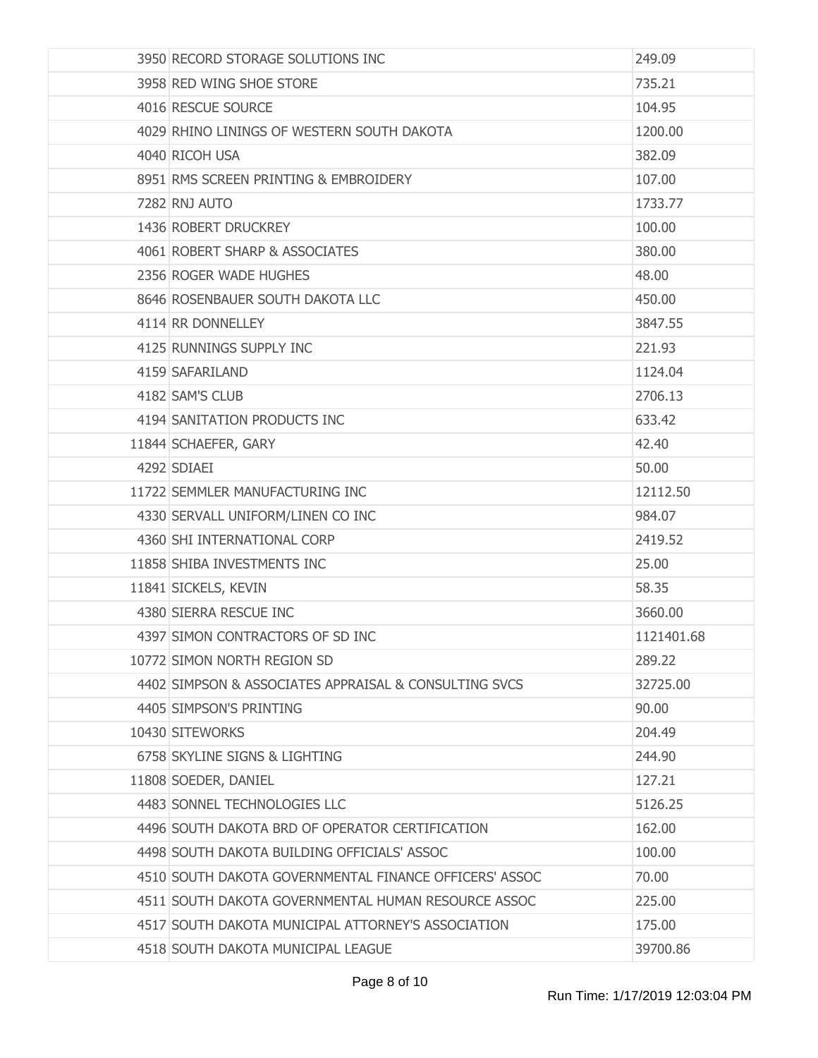| | | |
|---|---|---|
| 3950 | RECORD STORAGE SOLUTIONS INC | 249.09 |
| 3958 | RED WING SHOE STORE | 735.21 |
| 4016 | RESCUE SOURCE | 104.95 |
| 4029 | RHINO LININGS OF WESTERN SOUTH DAKOTA | 1200.00 |
| 4040 | RICOH USA | 382.09 |
| 8951 | RMS SCREEN PRINTING & EMBROIDERY | 107.00 |
| 7282 | RNJ AUTO | 1733.77 |
| 1436 | ROBERT DRUCKREY | 100.00 |
| 4061 | ROBERT SHARP & ASSOCIATES | 380.00 |
| 2356 | ROGER WADE HUGHES | 48.00 |
| 8646 | ROSENBAUER SOUTH DAKOTA LLC | 450.00 |
| 4114 | RR DONNELLEY | 3847.55 |
| 4125 | RUNNINGS SUPPLY INC | 221.93 |
| 4159 | SAFARILAND | 1124.04 |
| 4182 | SAM'S CLUB | 2706.13 |
| 4194 | SANITATION PRODUCTS INC | 633.42 |
| 11844 | SCHAEFER, GARY | 42.40 |
| 4292 | SDIAEI | 50.00 |
| 11722 | SEMMLER MANUFACTURING INC | 12112.50 |
| 4330 | SERVALL UNIFORM/LINEN CO INC | 984.07 |
| 4360 | SHI INTERNATIONAL CORP | 2419.52 |
| 11858 | SHIBA INVESTMENTS INC | 25.00 |
| 11841 | SICKELS, KEVIN | 58.35 |
| 4380 | SIERRA RESCUE INC | 3660.00 |
| 4397 | SIMON CONTRACTORS OF SD INC | 1121401.68 |
| 10772 | SIMON NORTH REGION SD | 289.22 |
| 4402 | SIMPSON & ASSOCIATES APPRAISAL & CONSULTING SVCS | 32725.00 |
| 4405 | SIMPSON'S PRINTING | 90.00 |
| 10430 | SITEWORKS | 204.49 |
| 6758 | SKYLINE SIGNS & LIGHTING | 244.90 |
| 11808 | SOEDER, DANIEL | 127.21 |
| 4483 | SONNEL TECHNOLOGIES LLC | 5126.25 |
| 4496 | SOUTH DAKOTA BRD OF OPERATOR CERTIFICATION | 162.00 |
| 4498 | SOUTH DAKOTA BUILDING OFFICIALS' ASSOC | 100.00 |
| 4510 | SOUTH DAKOTA GOVERNMENTAL FINANCE OFFICERS' ASSOC | 70.00 |
| 4511 | SOUTH DAKOTA GOVERNMENTAL HUMAN RESOURCE ASSOC | 225.00 |
| 4517 | SOUTH DAKOTA MUNICIPAL ATTORNEY'S ASSOCIATION | 175.00 |
| 4518 | SOUTH DAKOTA MUNICIPAL LEAGUE | 39700.86 |

Run Time: 1/17/2019 12:03:04 PM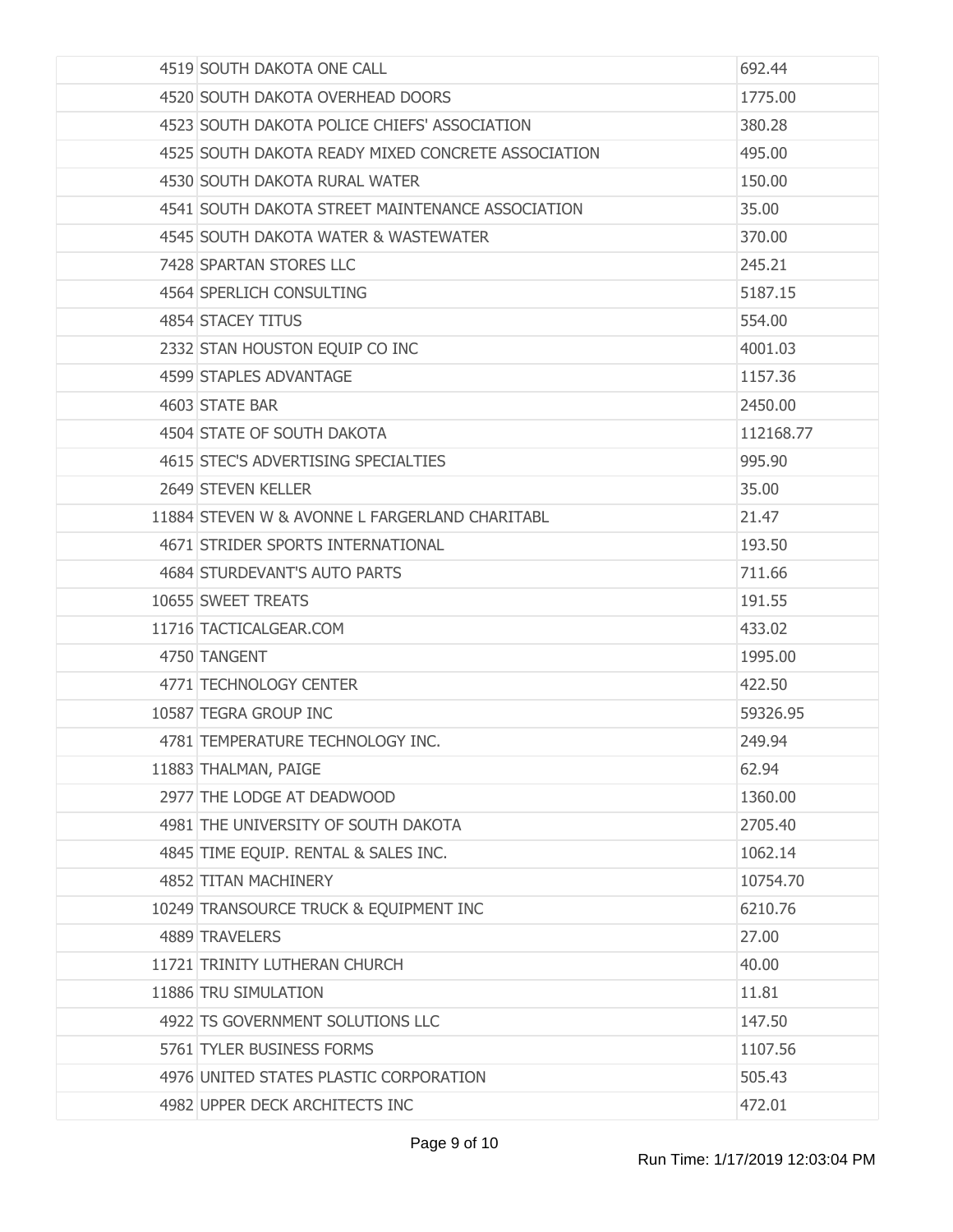| | | |
|---|---|---|
| 4519 | SOUTH DAKOTA ONE CALL | 692.44 |
| 4520 | SOUTH DAKOTA OVERHEAD DOORS | 1775.00 |
| 4523 | SOUTH DAKOTA POLICE CHIEFS' ASSOCIATION | 380.28 |
| 4525 | SOUTH DAKOTA READY MIXED CONCRETE ASSOCIATION | 495.00 |
| 4530 | SOUTH DAKOTA RURAL WATER | 150.00 |
| 4541 | SOUTH DAKOTA STREET MAINTENANCE ASSOCIATION | 35.00 |
| 4545 | SOUTH DAKOTA WATER & WASTEWATER | 370.00 |
| 7428 | SPARTAN STORES LLC | 245.21 |
| 4564 | SPERLICH CONSULTING | 5187.15 |
| 4854 | STACEY TITUS | 554.00 |
| 2332 | STAN HOUSTON EQUIP CO INC | 4001.03 |
| 4599 | STAPLES ADVANTAGE | 1157.36 |
| 4603 | STATE BAR | 2450.00 |
| 4504 | STATE OF SOUTH DAKOTA | 112168.77 |
| 4615 | STEC'S ADVERTISING SPECIALTIES | 995.90 |
| 2649 | STEVEN KELLER | 35.00 |
| 11884 | STEVEN W & AVONNE L FARGERLAND CHARITABL | 21.47 |
| 4671 | STRIDER SPORTS INTERNATIONAL | 193.50 |
| 4684 | STURDEVANT'S AUTO PARTS | 711.66 |
| 10655 | SWEET TREATS | 191.55 |
| 11716 | TACTICALGEAR.COM | 433.02 |
| 4750 | TANGENT | 1995.00 |
| 4771 | TECHNOLOGY CENTER | 422.50 |
| 10587 | TEGRA GROUP INC | 59326.95 |
| 4781 | TEMPERATURE TECHNOLOGY INC. | 249.94 |
| 11883 | THALMAN, PAIGE | 62.94 |
| 2977 | THE LODGE AT DEADWOOD | 1360.00 |
| 4981 | THE UNIVERSITY OF SOUTH DAKOTA | 2705.40 |
| 4845 | TIME EQUIP. RENTAL & SALES INC. | 1062.14 |
| 4852 | TITAN MACHINERY | 10754.70 |
| 10249 | TRANSOURCE TRUCK & EQUIPMENT INC | 6210.76 |
| 4889 | TRAVELERS | 27.00 |
| 11721 | TRINITY LUTHERAN CHURCH | 40.00 |
| 11886 | TRU SIMULATION | 11.81 |
| 4922 | TS GOVERNMENT SOLUTIONS LLC | 147.50 |
| 5761 | TYLER BUSINESS FORMS | 1107.56 |
| 4976 | UNITED STATES PLASTIC CORPORATION | 505.43 |
| 4982 | UPPER DECK ARCHITECTS INC | 472.01 |

Run Time: 1/17/2019 12:03:04 PM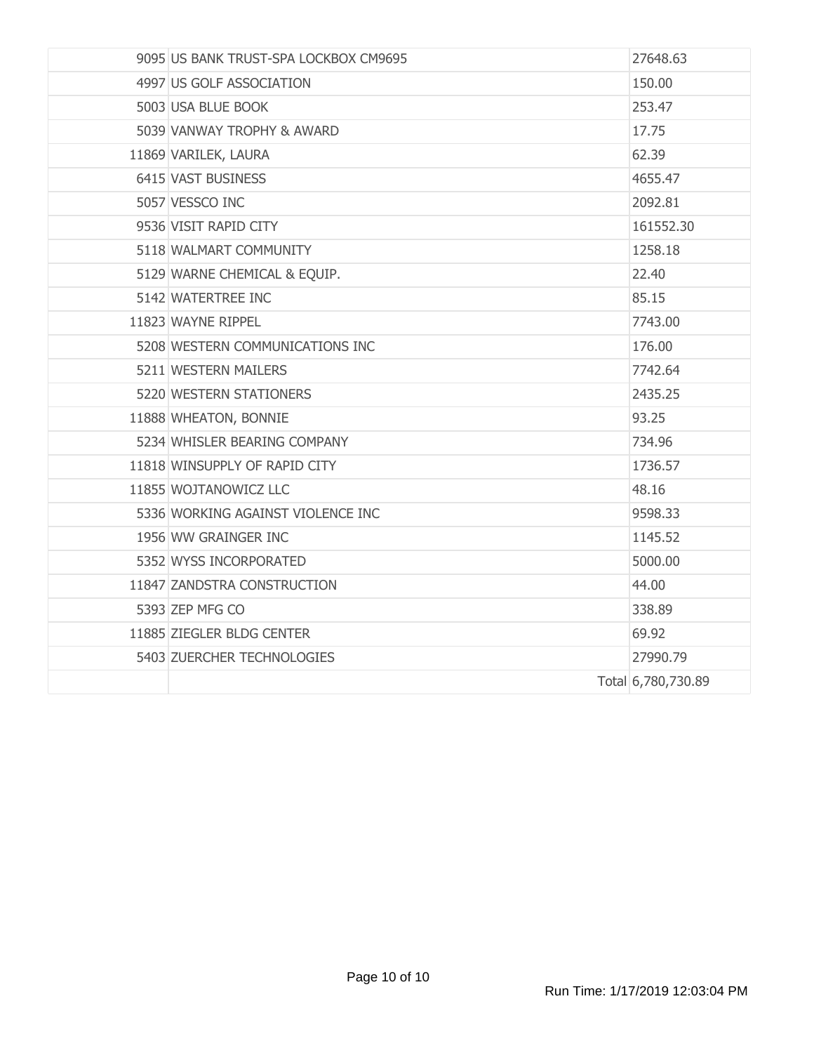| | | |
|---|---|---|
| 9095 | US BANK TRUST-SPA LOCKBOX CM9695 | 27648.63 |
| 4997 | US GOLF ASSOCIATION | 150.00 |
| 5003 | USA BLUE BOOK | 253.47 |
| 5039 | VANWAY TROPHY & AWARD | 17.75 |
| 11869 | VARILEK, LAURA | 62.39 |
| 6415 | VAST BUSINESS | 4655.47 |
| 5057 | VESSCO INC | 2092.81 |
| 9536 | VISIT RAPID CITY | 161552.30 |
| 5118 | WALMART COMMUNITY | 1258.18 |
| 5129 | WARNE CHEMICAL & EQUIP. | 22.40 |
| 5142 | WATERTREE INC | 85.15 |
| 11823 | WAYNE RIPPEL | 7743.00 |
| 5208 | WESTERN COMMUNICATIONS INC | 176.00 |
| 5211 | WESTERN MAILERS | 7742.64 |
| 5220 | WESTERN STATIONERS | 2435.25 |
| 11888 | WHEATON, BONNIE | 93.25 |
| 5234 | WHISLER BEARING COMPANY | 734.96 |
| 11818 | WINSUPPLY OF RAPID CITY | 1736.57 |
| 11855 | WOJTANOWICZ LLC | 48.16 |
| 5336 | WORKING AGAINST VIOLENCE INC | 9598.33 |
| 1956 | WW GRAINGER INC | 1145.52 |
| 5352 | WYSS INCORPORATED | 5000.00 |
| 11847 | ZANDSTRA CONSTRUCTION | 44.00 |
| 5393 | ZEP MFG CO | 338.89 |
| 11885 | ZIEGLER BLDG CENTER | 69.92 |
| 5403 | ZUERCHER TECHNOLOGIES | 27990.79 |
| | | Total 6,780,730.89 |

Run Time: 1/17/2019 12:03:04 PM